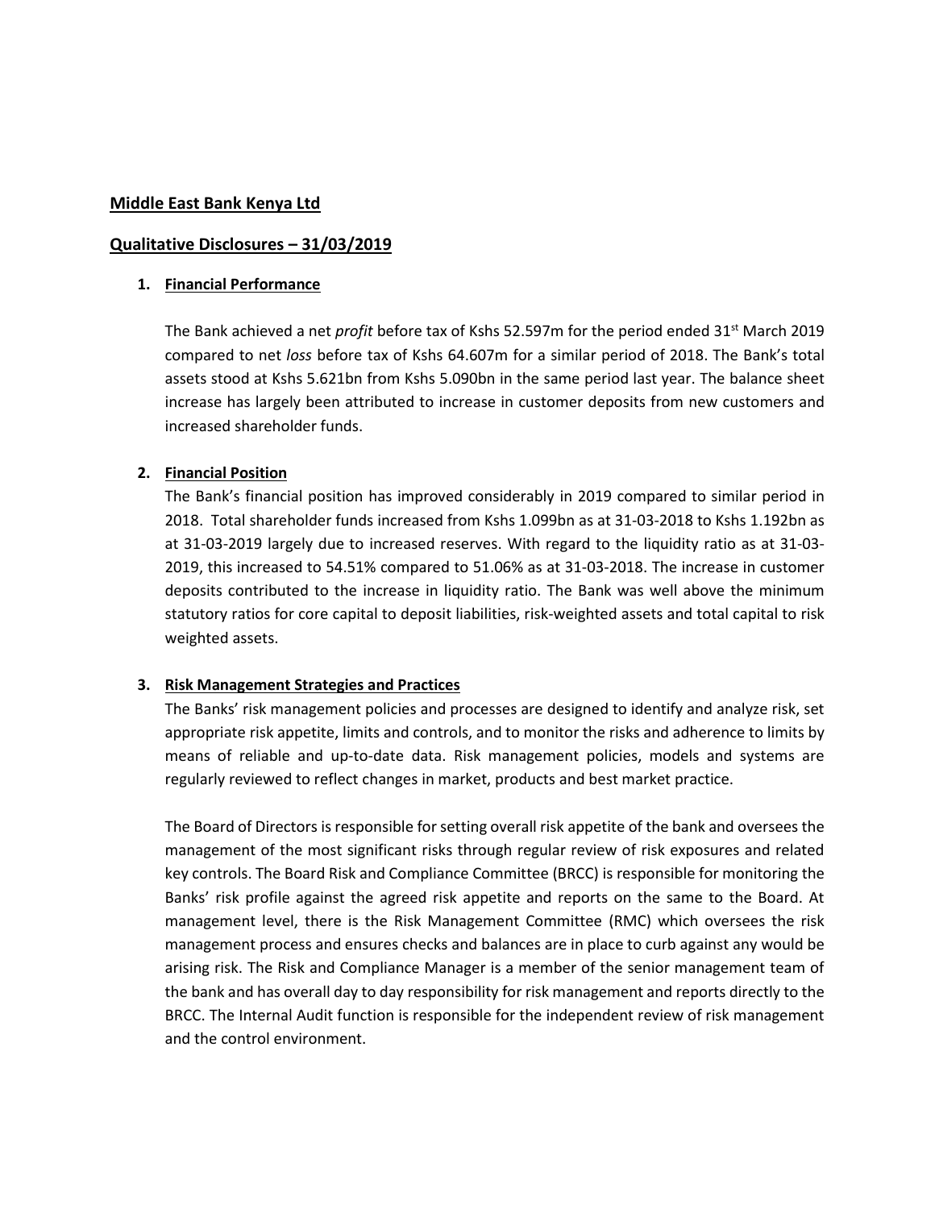**Middle East Bank Kenya Ltd**

**Qualitative Disclosures – 31/03/2019**

1. **Financial Performance**

   The Bank achieved a net *profit* before tax of Kshs 52.597m for the period ended 31st March 2019 compared to net *loss* before tax of Kshs 64.607m for a similar period of 2018. The Bank's total assets stood at Kshs 5.621bn from Kshs 5.090bn in the same period last year. The balance sheet increase has largely been attributed to increase in customer deposits from new customers and increased shareholder funds.

2. **Financial Position**

   The Bank's financial position has improved considerably in 2019 compared to similar period in 2018. Total shareholder funds increased from Kshs 1.099bn as at 31-03-2018 to Kshs 1.192bn as at 31-03-2019 largely due to increased reserves. With regard to the liquidity ratio as at 31-03-2019, this increased to 54.51% compared to 51.06% as at 31-03-2018. The increase in customer deposits contributed to the increase in liquidity ratio. The Bank was well above the minimum statutory ratios for core capital to deposit liabilities, risk-weighted assets and total capital to risk weighted assets.

3. **Risk Management Strategies and Practices**

   The Banks' risk management policies and processes are designed to identify and analyze risk, set appropriate risk appetite, limits and controls, and to monitor the risks and adherence to limits by means of reliable and up-to-date data. Risk management policies, models and systems are regularly reviewed to reflect changes in market, products and best market practice.

   The Board of Directors is responsible for setting overall risk appetite of the bank and oversees the management of the most significant risks through regular review of risk exposures and related key controls. The Board Risk and Compliance Committee (BRCC) is responsible for monitoring the Banks' risk profile against the agreed risk appetite and reports on the same to the Board. At management level, there is the Risk Management Committee (RMC) which oversees the risk management process and ensures checks and balances are in place to curb against any would be arising risk. The Risk and Compliance Manager is a member of the senior management team of the bank and has overall day to day responsibility for risk management and reports directly to the BRCC. The Internal Audit function is responsible for the independent review of risk management and the control environment.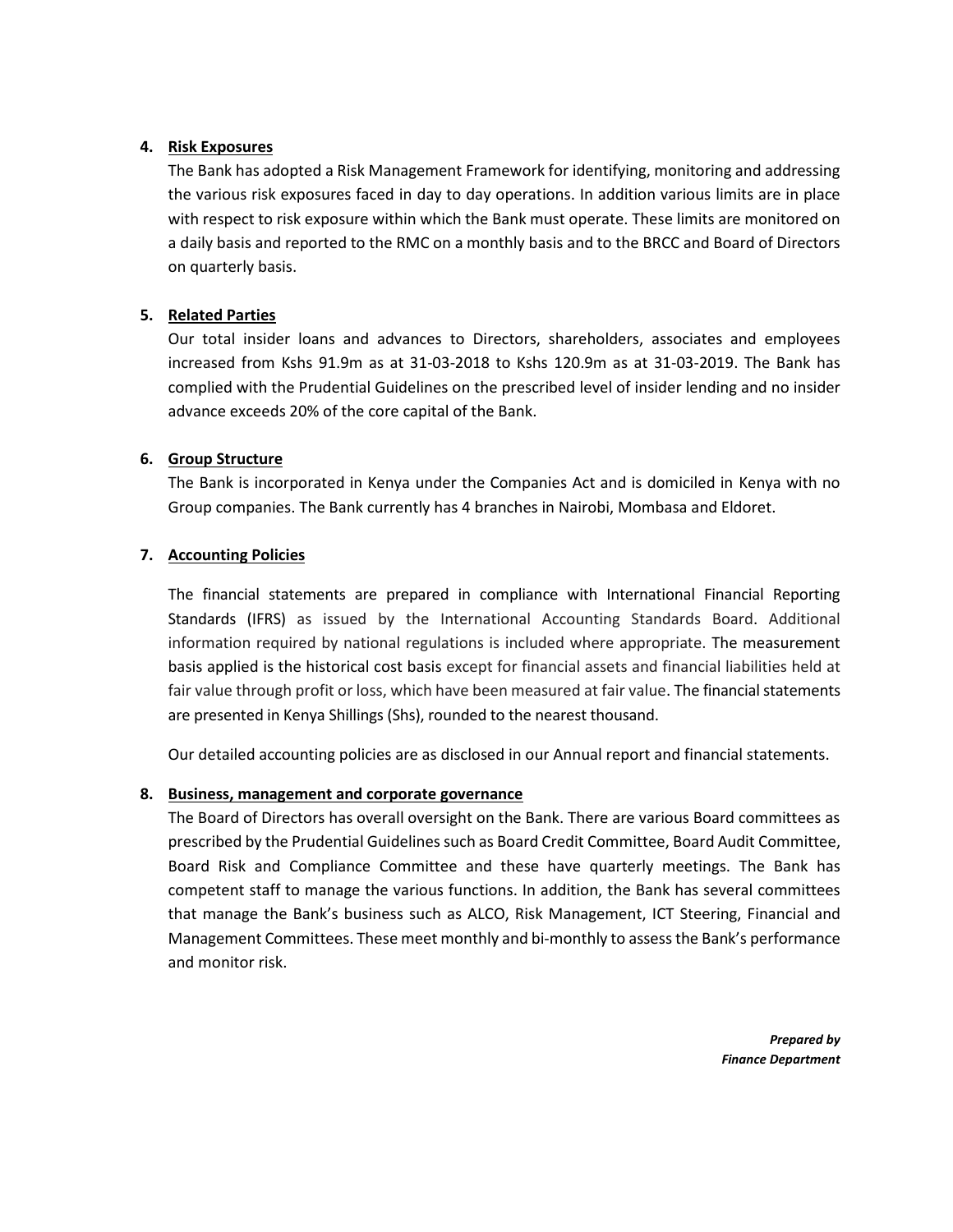4. **Risk Exposures**

The Bank has adopted a Risk Management Framework for identifying, monitoring and addressing the various risk exposures faced in day to day operations. In addition various limits are in place with respect to risk exposure within which the Bank must operate. These limits are monitored on a daily basis and reported to the RMC on a monthly basis and to the BRCC and Board of Directors on quarterly basis.

5. **Related Parties**

Our total insider loans and advances to Directors, shareholders, associates and employees increased from Kshs 91.9m as at 31-03-2018 to Kshs 120.9m as at 31-03-2019. The Bank has complied with the Prudential Guidelines on the prescribed level of insider lending and no insider advance exceeds 20% of the core capital of the Bank.

6. **Group Structure**

The Bank is incorporated in Kenya under the Companies Act and is domiciled in Kenya with no Group companies. The Bank currently has 4 branches in Nairobi, Mombasa and Eldoret.

7. **Accounting Policies**

The financial statements are prepared in compliance with International Financial Reporting Standards (IFRS) as issued by the International Accounting Standards Board. Additional information required by national regulations is included where appropriate. The measurement basis applied is the historical cost basis except for financial assets and financial liabilities held at fair value through profit or loss, which have been measured at fair value. The financial statements are presented in Kenya Shillings (Shs), rounded to the nearest thousand.

Our detailed accounting policies are as disclosed in our Annual report and financial statements.

8. **Business, management and corporate governance**

The Board of Directors has overall oversight on the Bank. There are various Board committees as prescribed by the Prudential Guidelines such as Board Credit Committee, Board Audit Committee, Board Risk and Compliance Committee and these have quarterly meetings. The Bank has competent staff to manage the various functions. In addition, the Bank has several committees that manage the Bank's business such as ALCO, Risk Management, ICT Steering, Financial and Management Committees. These meet monthly and bi-monthly to assess the Bank's performance and monitor risk.

***Prepared by***
***Finance Department***